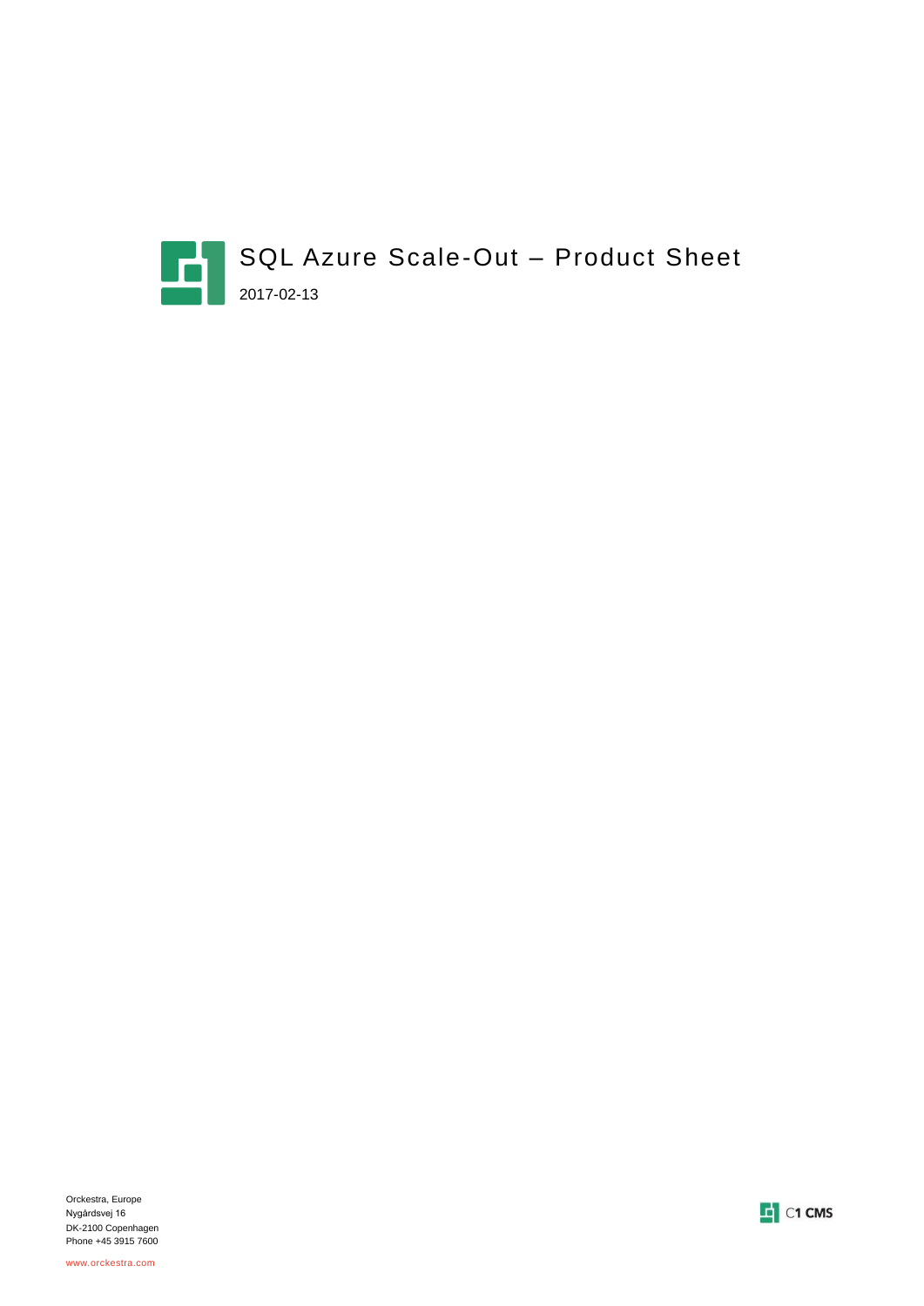# SQL Azure Scale-Out – Product Sheet

2017-02-13

Orckestra, Europe
Nygårdsvej 16
DK-2100 Copenhagen
Phone +45 3915 7600

www.orckestra.com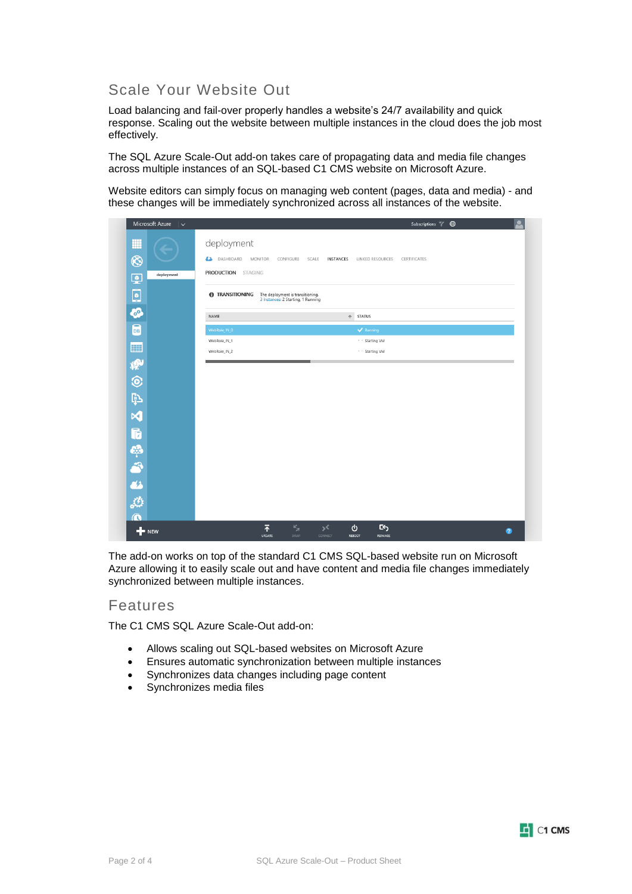## Scale Your Website Out

Load balancing and fail-over properly handles a website's 24/7 availability and quick response. Scaling out the website between multiple instances in the cloud does the job most effectively.

The SQL Azure Scale-Out add-on takes care of propagating data and media file changes across multiple instances of an SQL-based C1 CMS website on Microsoft Azure.

Website editors can simply focus on managing web content (pages, data and media) - and these changes will be immediately synchronized across all instances of the website.

The add-on works on top of the standard C1 CMS SQL-based website run on Microsoft Azure allowing it to easily scale out and have content and media file changes immediately synchronized between multiple instances.

## Features

The C1 CMS SQL Azure Scale-Out add-on:

- Allows scaling out SQL-based websites on Microsoft Azure
- Ensures automatic synchronization between multiple instances
- Synchronizes data changes including page content
- Synchronizes media files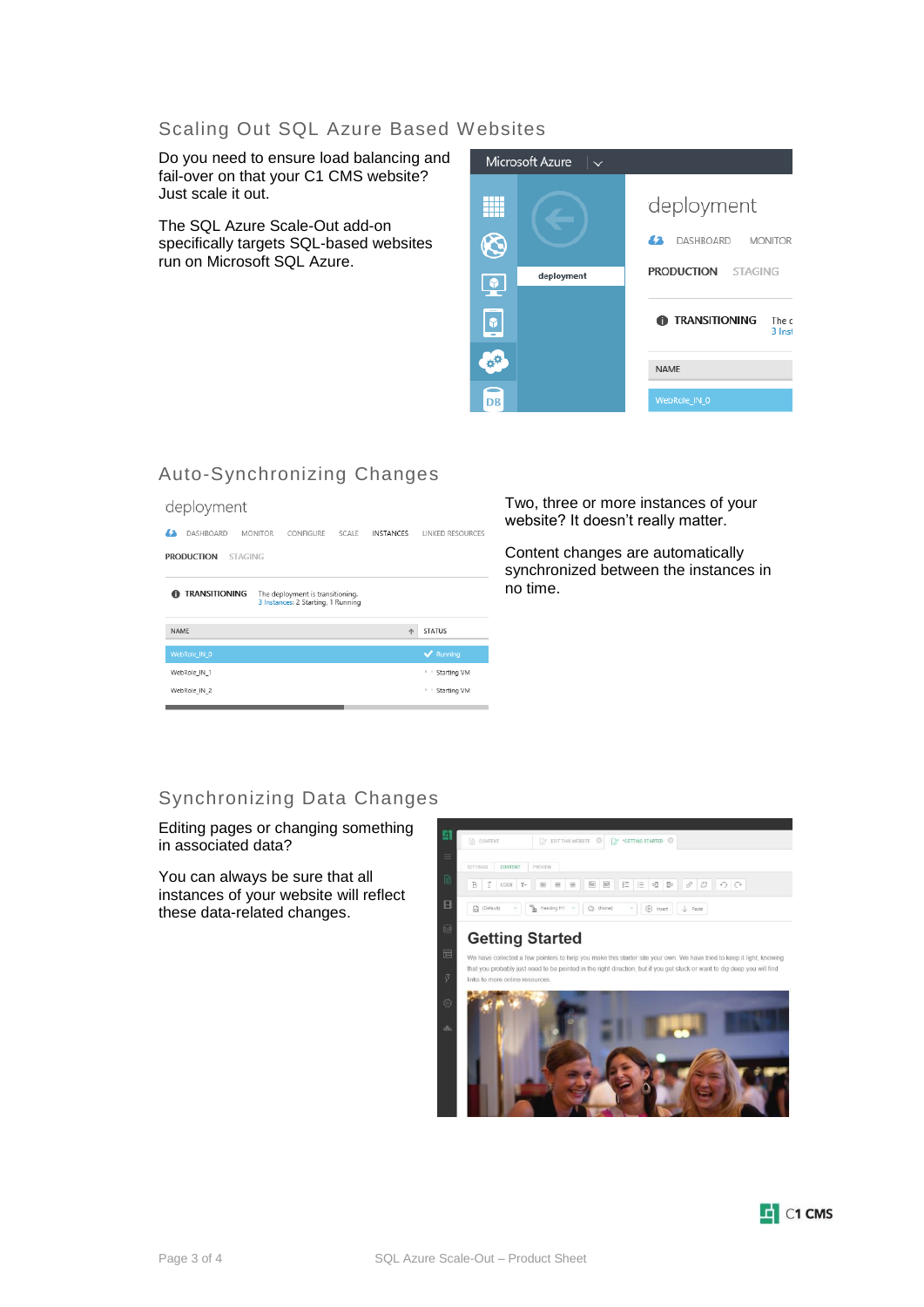## Scaling Out SQL Azure Based Websites

Do you need to ensure load balancing and fail-over on that your C1 CMS website? Just scale it out.

The SQL Azure Scale-Out add-on specifically targets SQL-based websites run on Microsoft SQL Azure.

## Auto-Synchronizing Changes

Two, three or more instances of your website? It doesn't really matter.

Content changes are automatically synchronized between the instances in no time.

## Synchronizing Data Changes

Editing pages or changing something in associated data?

You can always be sure that all instances of your website will reflect these data-related changes.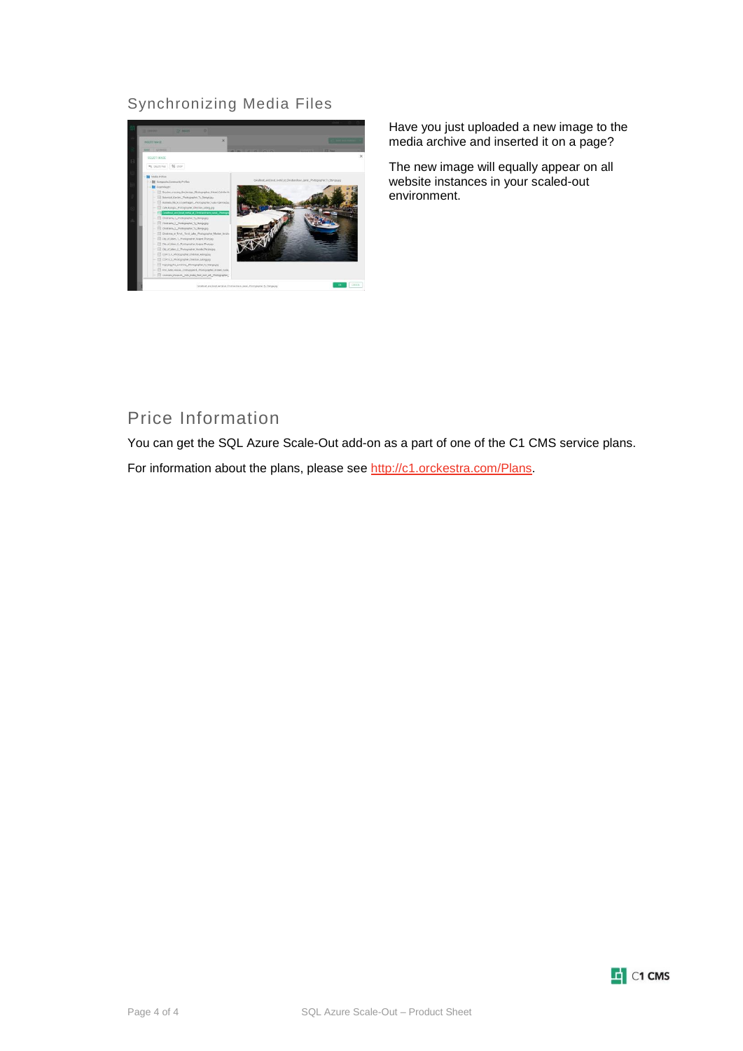## Synchronizing Media Files

Have you just uploaded a new image to the media archive and inserted it on a page?

The new image will equally appear on all website instances in your scaled-out environment.

## Price Information

You can get the SQL Azure Scale-Out add-on as a part of one of the C1 CMS service plans.

For information about the plans, please see http://c1.orckestra.com/Plans.